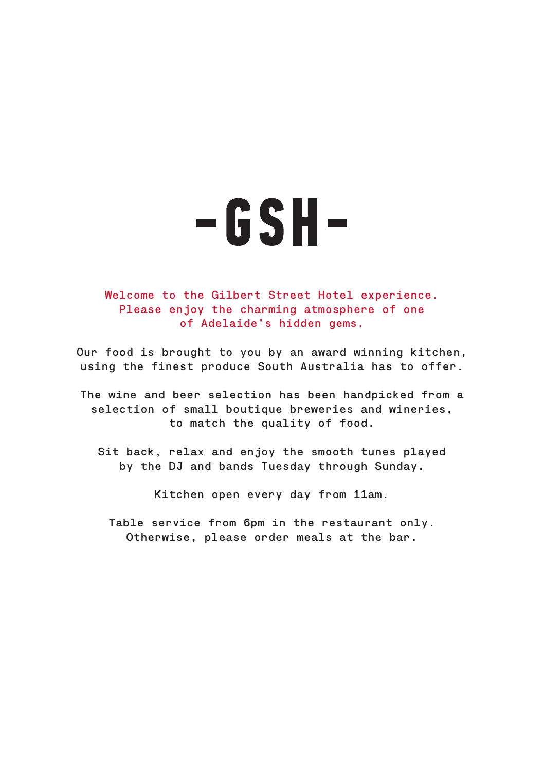# -GSH-

Welcome to the Gilbert Street Hotel experience.
Please enjoy the charming atmosphere of one
of Adelaide's hidden gems.

Our food is brought to you by an award winning kitchen,
using the finest produce South Australia has to offer.

The wine and beer selection has been handpicked from a
selection of small boutique breweries and wineries,
to match the quality of food.

Sit back, relax and enjoy the smooth tunes played
by the DJ and bands Tuesday through Sunday.

Kitchen open every day from 11am.

Table service from 6pm in the restaurant only.
Otherwise, please order meals at the bar.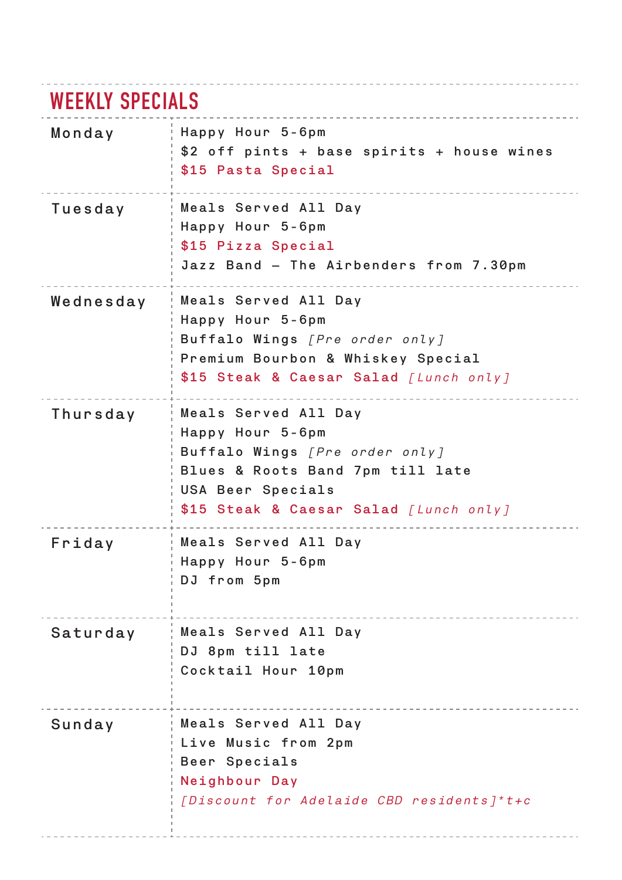# WEEKLY SPECIALS

| Day | Specials |
| --- | --- |
| Monday | Happy Hour 5-6pm<br>$2 off pints + base spirits + house wines<br>$15 Pasta Special |
| Tuesday | Meals Served All Day<br>Happy Hour 5-6pm<br>$15 Pizza Special<br>Jazz Band – The Airbenders from 7.30pm |
| Wednesday | Meals Served All Day<br>Happy Hour 5-6pm<br>Buffalo Wings *[Pre order only]*<br>Premium Bourbon & Whiskey Special<br>$15 Steak & Caesar Salad *[Lunch only]* |
| Thursday | Meals Served All Day<br>Happy Hour 5-6pm<br>Buffalo Wings *[Pre order only]*<br>Blues & Roots Band 7pm till late<br>USA Beer Specials<br>$15 Steak & Caesar Salad *[Lunch only]* |
| Friday | Meals Served All Day<br>Happy Hour 5-6pm<br>DJ from 5pm |
| Saturday | Meals Served All Day<br>DJ 8pm till late<br>Cocktail Hour 10pm |
| Sunday | Meals Served All Day<br>Live Music from 2pm<br>Beer Specials<br>Neighbour Day<br>*[Discount for Adelaide CBD residents]*t+c* |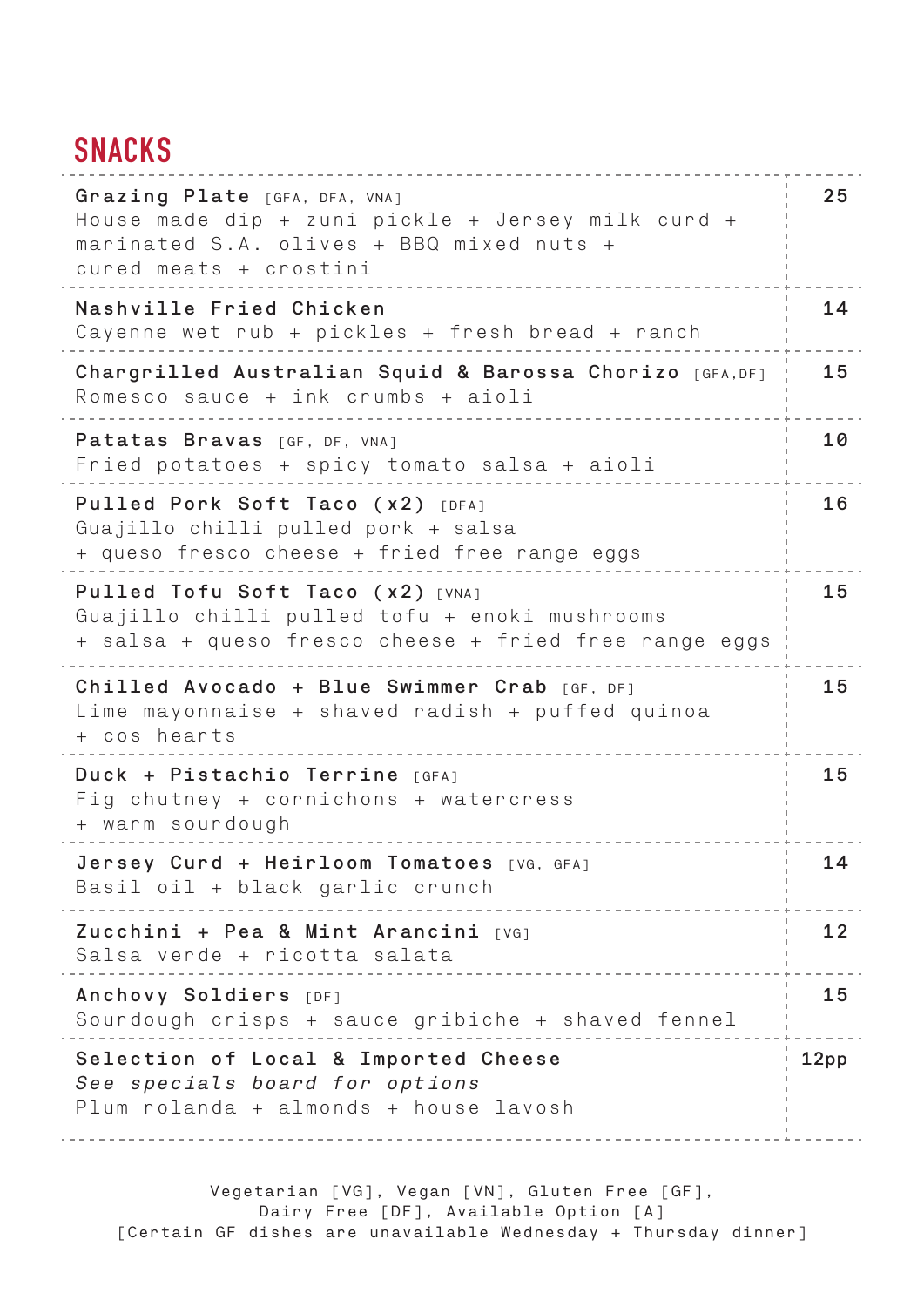## SNACKS

| | |
|---|---|
| **Grazing Plate** [GFA, DFA, VNA]<br>House made dip + zuni pickle + Jersey milk curd + marinated S.A. olives + BBQ mixed nuts + cured meats + crostini | 25 |
| **Nashville Fried Chicken**<br>Cayenne wet rub + pickles + fresh bread + ranch | 14 |
| **Chargrilled Australian Squid & Barossa Chorizo** [GFA,DF]<br>Romesco sauce + ink crumbs + aioli | 15 |
| **Patatas Bravas** [GF, DF, VNA]<br>Fried potatoes + spicy tomato salsa + aioli | 10 |
| **Pulled Pork Soft Taco (x2)** [DFA]<br>Guajillo chilli pulled pork + salsa + queso fresco cheese + fried free range eggs | 16 |
| **Pulled Tofu Soft Taco (x2)** [VNA]<br>Guajillo chilli pulled tofu + enoki mushrooms + salsa + queso fresco cheese + fried free range eggs | 15 |
| **Chilled Avocado + Blue Swimmer Crab** [GF, DF]<br>Lime mayonnaise + shaved radish + puffed quinoa + cos hearts | 15 |
| **Duck + Pistachio Terrine** [GFA]<br>Fig chutney + cornichons + watercress + warm sourdough | 15 |
| **Jersey Curd + Heirloom Tomatoes** [VG, GFA]<br>Basil oil + black garlic crunch | 14 |
| **Zucchini + Pea & Mint Arancini** [VG]<br>Salsa verde + ricotta salata | 12 |
| **Anchovy Soldiers** [DF]<br>Sourdough crisps + sauce gribiche + shaved fennel | 15 |
| **Selection of Local & Imported Cheese**<br>*See specials board for options*<br>Plum rolanda + almonds + house lavosh | 12pp |

Vegetarian [VG], Vegan [VN], Gluten Free [GF], Dairy Free [DF], Available Option [A]
[Certain GF dishes are unavailable Wednesday + Thursday dinner]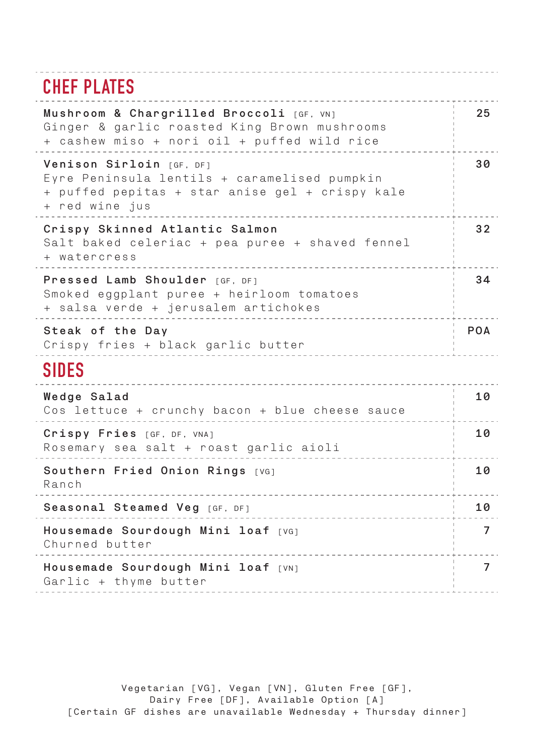## CHEF PLATES

| Item | Price |
| --- | --- |
| **Mushroom & Chargrilled Broccoli** [GF, VN]<br>Ginger & garlic roasted King Brown mushrooms + cashew miso + nori oil + puffed wild rice | 25 |
| **Venison Sirloin** [GF, DF]<br>Eyre Peninsula lentils + caramelised pumpkin + puffed pepitas + star anise gel + crispy kale + red wine jus | 30 |
| **Crispy Skinned Atlantic Salmon**<br>Salt baked celeriac + pea puree + shaved fennel + watercress | 32 |
| **Pressed Lamb Shoulder** [GF, DF]<br>Smoked eggplant puree + heirloom tomatoes + salsa verde + jerusalem artichokes | 34 |
| **Steak of the Day**<br>Crispy fries + black garlic butter | POA |

## SIDES

| Item | Price |
| --- | --- |
| **Wedge Salad**<br>Cos lettuce + crunchy bacon + blue cheese sauce | 10 |
| **Crispy Fries** [GF, DF, VNA]<br>Rosemary sea salt + roast garlic aioli | 10 |
| **Southern Fried Onion Rings** [VG]<br>Ranch | 10 |
| **Seasonal Steamed Veg** [GF, DF] | 10 |
| **Housemade Sourdough Mini loaf** [VG]<br>Churned butter | 7 |
| **Housemade Sourdough Mini loaf** [VN]<br>Garlic + thyme butter | 7 |

Vegetarian [VG], Vegan [VN], Gluten Free [GF], Dairy Free [DF], Available Option [A]
[Certain GF dishes are unavailable Wednesday + Thursday dinner]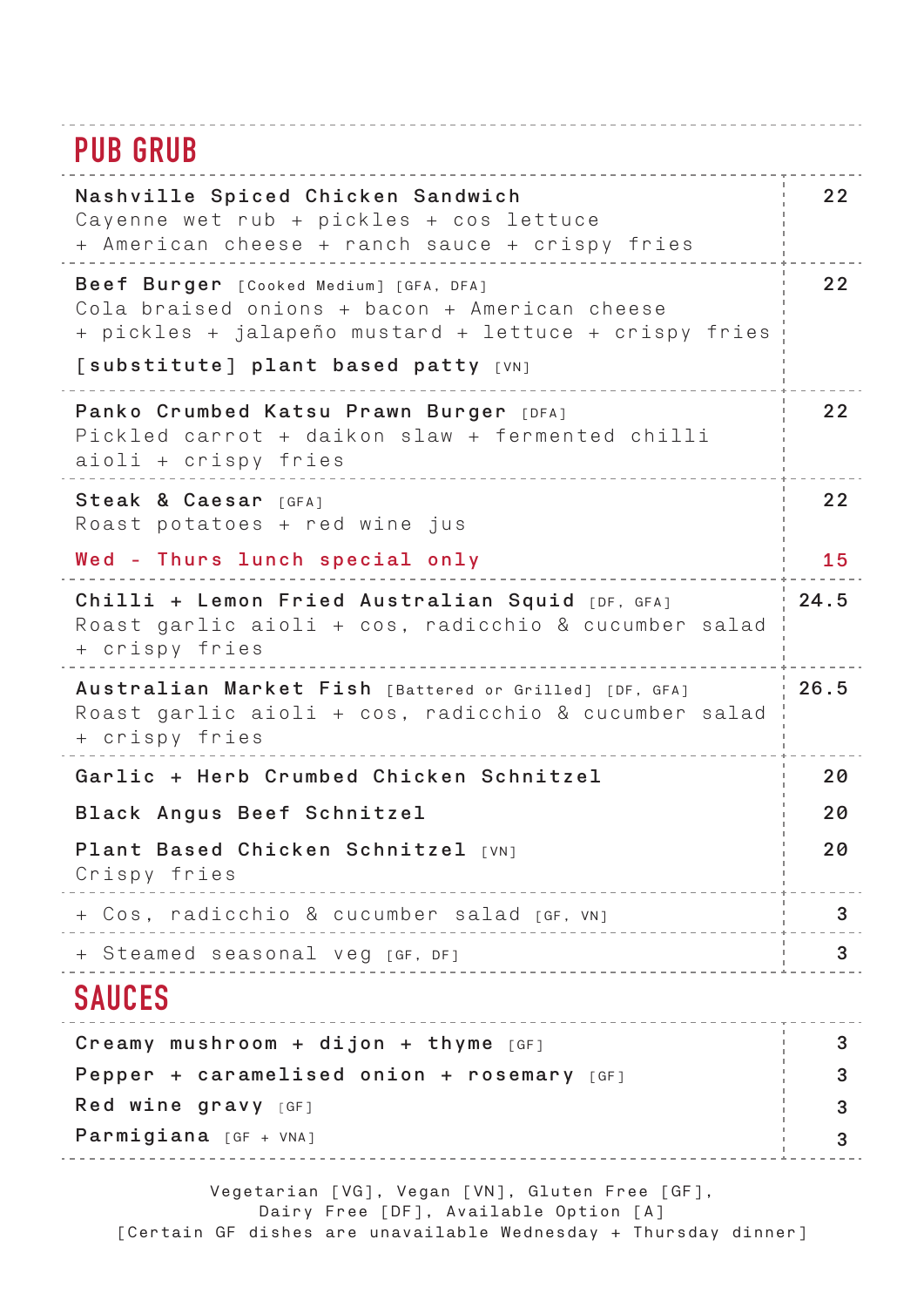## PUB GRUB

| Item | Price |
|---|---|
| **Nashville Spiced Chicken Sandwich**<br>Cayenne wet rub + pickles + cos lettuce + American cheese + ranch sauce + crispy fries | 22 |
| **Beef Burger** [Cooked Medium] [GFA, DFA]<br>Cola braised onions + bacon + American cheese + pickles + jalapeño mustard + lettuce + crispy fries<br>**[substitute] plant based patty** [VN] | 22 |
| **Panko Crumbed Katsu Prawn Burger** [DFA]<br>Pickled carrot + daikon slaw + fermented chilli aioli + crispy fries | 22 |
| **Steak & Caesar** [GFA]<br>Roast potatoes + red wine jus | 22 |
| Wed - Thurs lunch special only | 15 |
| **Chilli + Lemon Fried Australian Squid** [DF, GFA]<br>Roast garlic aioli + cos, radicchio & cucumber salad + crispy fries | 24.5 |
| **Australian Market Fish** [Battered or Grilled] [DF, GFA]<br>Roast garlic aioli + cos, radicchio & cucumber salad + crispy fries | 26.5 |
| **Garlic + Herb Crumbed Chicken Schnitzel** | 20 |
| **Black Angus Beef Schnitzel** | 20 |
| **Plant Based Chicken Schnitzel** [VN]<br>Crispy fries | 20 |
| + Cos, radicchio & cucumber salad [GF, VN] | 3 |
| + Steamed seasonal veg [GF, DF] | 3 |

## SAUCES

| Sauce | Price |
|---|---|
| **Creamy mushroom + dijon + thyme** [GF] | 3 |
| **Pepper + caramelised onion + rosemary** [GF] | 3 |
| **Red wine gravy** [GF] | 3 |
| **Parmigiana** [GF + VNA] | 3 |

Vegetarian [VG], Vegan [VN], Gluten Free [GF], Dairy Free [DF], Available Option [A]
[Certain GF dishes are unavailable Wednesday + Thursday dinner]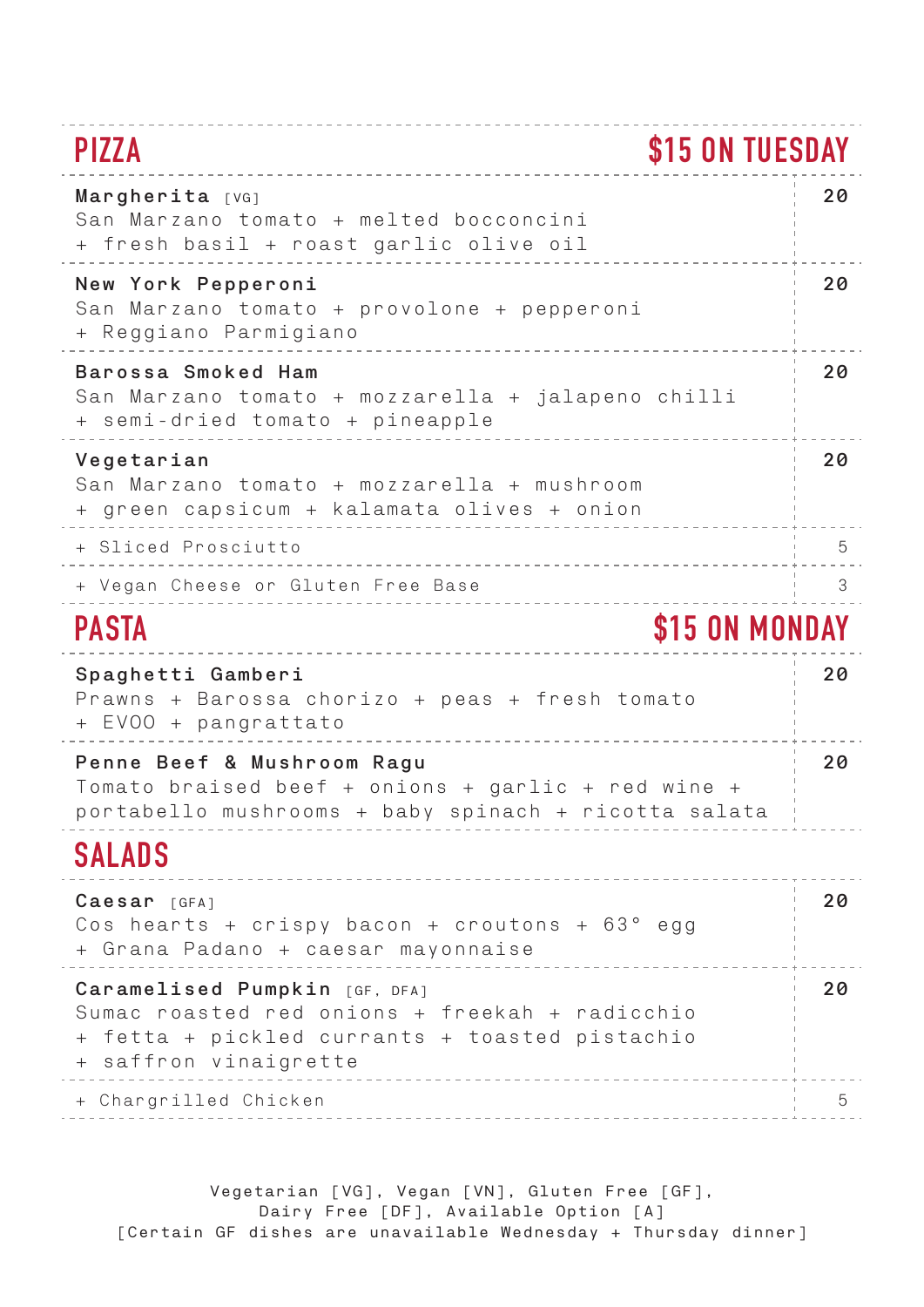## PIZZA — $15 ON TUESDAY

| Item | Price |
|---|---|
| **Margherita** [VG]<br>San Marzano tomato + melted bocconcini + fresh basil + roast garlic olive oil | 20 |
| **New York Pepperoni**<br>San Marzano tomato + provolone + pepperoni + Reggiano Parmigiano | 20 |
| **Barossa Smoked Ham**<br>San Marzano tomato + mozzarella + jalapeno chilli + semi-dried tomato + pineapple | 20 |
| **Vegetarian**<br>San Marzano tomato + mozzarella + mushroom + green capsicum + kalamata olives + onion | 20 |
| + Sliced Prosciutto | 5 |
| + Vegan Cheese or Gluten Free Base | 3 |

## PASTA — $15 ON MONDAY

| Item | Price |
|---|---|
| **Spaghetti Gamberi**<br>Prawns + Barossa chorizo + peas + fresh tomato + EVOO + pangrattato | 20 |
| **Penne Beef & Mushroom Ragu**<br>Tomato braised beef + onions + garlic + red wine + portabello mushrooms + baby spinach + ricotta salata | 20 |

## SALADS

| Item | Price |
|---|---|
| **Caesar** [GFA]<br>Cos hearts + crispy bacon + croutons + 63° egg + Grana Padano + caesar mayonnaise | 20 |
| **Caramelised Pumpkin** [GF, DFA]<br>Sumac roasted red onions + freekah + radicchio + fetta + pickled currants + toasted pistachio + saffron vinaigrette | 20 |
| + Chargrilled Chicken | 5 |

Vegetarian [VG], Vegan [VN], Gluten Free [GF], Dairy Free [DF], Available Option [A]
[Certain GF dishes are unavailable Wednesday + Thursday dinner]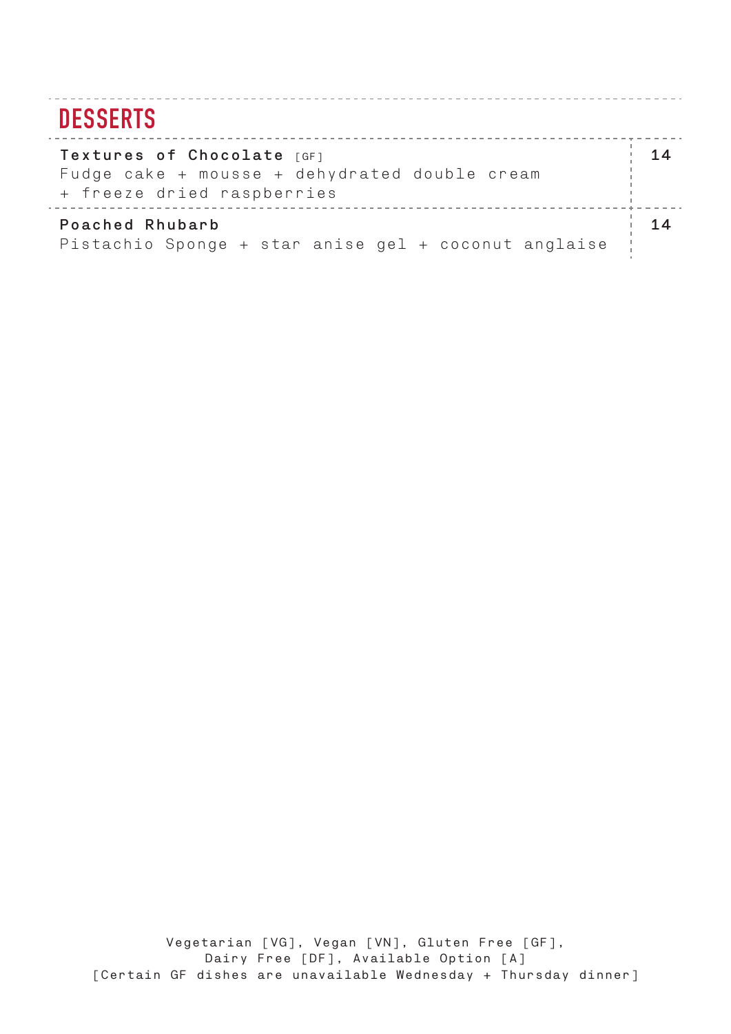## DESSERTS

**Textures of Chocolate** [GF] — **14**
Fudge cake + mousse + dehydrated double cream + freeze dried raspberries

**Poached Rhubarb** — **14**
Pistachio Sponge + star anise gel + coconut anglaise

Vegetarian [VG], Vegan [VN], Gluten Free [GF], Dairy Free [DF], Available Option [A]
[Certain GF dishes are unavailable Wednesday + Thursday dinner]